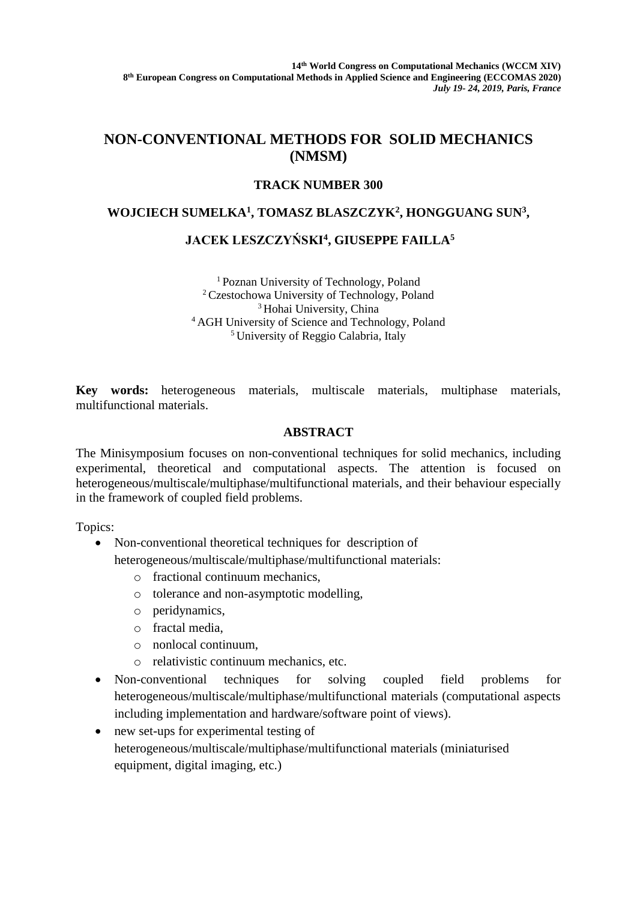# NON-CONVENTIONAL METHODS FOR SOLID MECHANICS (NMSM)

## TRACK NUMBER 300

**WOJCIECH SUMELKA[1], TOMASZ BLASZCZYK[2], HONGGUANG SUN[3], JACEK LESZCZYŃSKI[4], GIUSEPPE FAILLA[5]**

[1] Poznan University of Technology, Poland
[2] Czestochowa University of Technology, Poland
[3] Hohai University, China
[4] AGH University of Science and Technology, Poland
[5] University of Reggio Calabria, Italy

**Key words:** heterogeneous materials, multiscale materials, multiphase materials, multifunctional materials.

## ABSTRACT

The Minisymposium focuses on non-conventional techniques for solid mechanics, including experimental, theoretical and computational aspects. The attention is focused on heterogeneous/multiscale/multiphase/multifunctional materials, and their behaviour especially in the framework of coupled field problems.

Topics:

- Non-conventional theoretical techniques for description of heterogeneous/multiscale/multiphase/multifunctional materials:
  - fractional continuum mechanics,
  - tolerance and non-asymptotic modelling,
  - peridynamics,
  - fractal media,
  - nonlocal continuum,
  - relativistic continuum mechanics, etc.
- Non-conventional techniques for solving coupled field problems for heterogeneous/multiscale/multiphase/multifunctional materials (computational aspects including implementation and hardware/software point of views).
- new set-ups for experimental testing of heterogeneous/multiscale/multiphase/multifunctional materials (miniaturised equipment, digital imaging, etc.)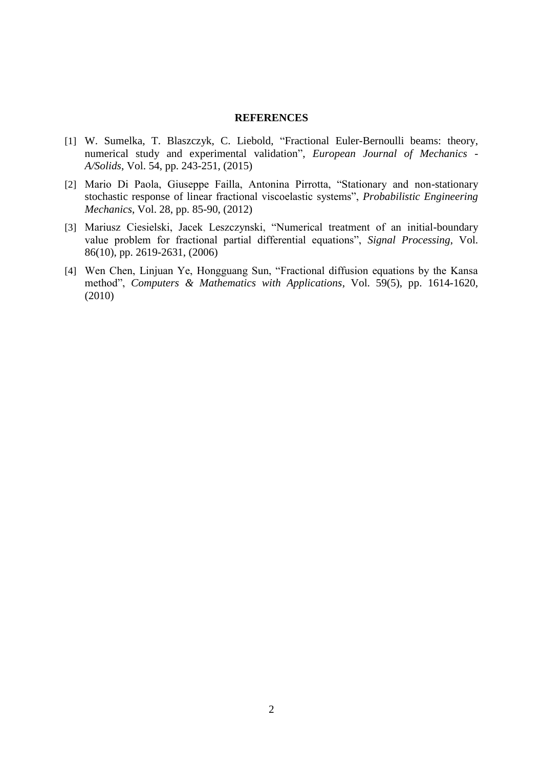## REFERENCES

[1] W. Sumelka, T. Blaszczyk, C. Liebold, "Fractional Euler-Bernoulli beams: theory, numerical study and experimental validation", *European Journal of Mechanics - A/Solids*, Vol. 54, pp. 243-251, (2015)

[2] Mario Di Paola, Giuseppe Failla, Antonina Pirrotta, "Stationary and non-stationary stochastic response of linear fractional viscoelastic systems", *Probabilistic Engineering Mechanics,* Vol. 28, pp. 85-90, (2012)

[3] Mariusz Ciesielski, Jacek Leszczynski, "Numerical treatment of an initial-boundary value problem for fractional partial differential equations", *Signal Processing*, Vol. 86(10), pp. 2619-2631, (2006)

[4] Wen Chen, Linjuan Ye, Hongguang Sun, "Fractional diffusion equations by the Kansa method", *Computers & Mathematics with Applications*, Vol. 59(5), pp. 1614-1620, (2010)